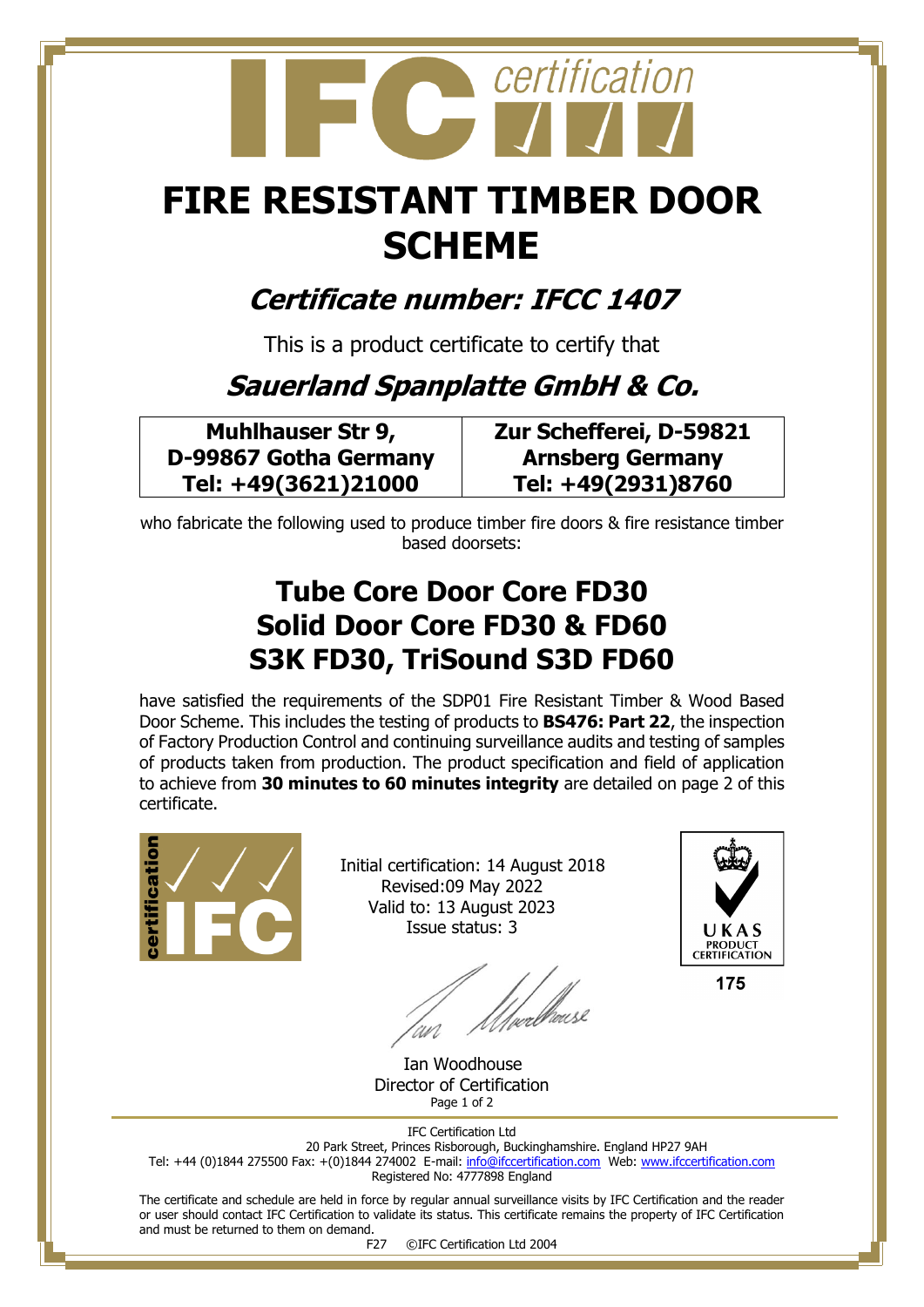# FIRE RESISTANT TIMBER DOOR SCHEME

## *Certificate number: IFCC 1407*

This is a product certificate to certify that

## *Sauerland Spanplatte GmbH & Co.*

| Muhlhauser Str 9, D-99867 Gotha Germany Tel: +49(3621)21000 | Zur Schefferei, D-59821 Arnsberg Germany Tel: +49(2931)8760 |
|---|---|

who fabricate the following used to produce timber fire doors & fire resistance timber based doorsets:

## Tube Core Door Core FD30
## Solid Door Core FD30 & FD60
## S3K FD30, TriSound S3D FD60

have satisfied the requirements of the SDP01 Fire Resistant Timber & Wood Based Door Scheme. This includes the testing of products to **BS476: Part 22**, the inspection of Factory Production Control and continuing surveillance audits and testing of samples of products taken from production. The product specification and field of application to achieve from **30 minutes to 60 minutes integrity** are detailed on page 2 of this certificate.

Initial certification: 14 August 2018
Revised:09 May 2022
Valid to: 13 August 2023
Issue status: 3

UKAS PRODUCT CERTIFICATION
175

Ian Woodhouse
Director of Certification

IFC Certification Ltd
20 Park Street, Princes Risborough, Buckinghamshire. England HP27 9AH
Tel: +44 (0)1844 275500 Fax: +(0)1844 274002 E-mail: info@ifccertification.com Web: www.ifccertification.com
Registered No: 4777898 England

The certificate and schedule are held in force by regular annual surveillance visits by IFC Certification and the reader or user should contact IFC Certification to validate its status. This certificate remains the property of IFC Certification and must be returned to them on demand.

F27 ©IFC Certification Ltd 2004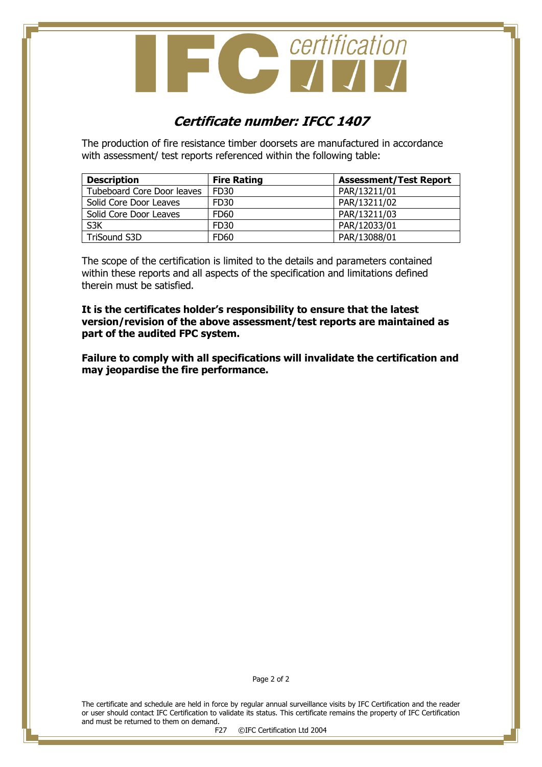## *Certificate number: IFCC 1407*

The production of fire resistance timber doorsets are manufactured in accordance with assessment/ test reports referenced within the following table:

| Description | Fire Rating | Assessment/Test Report |
|---|---|---|
| Tubeboard Core Door leaves | FD30 | PAR/13211/01 |
| Solid Core Door Leaves | FD30 | PAR/13211/02 |
| Solid Core Door Leaves | FD60 | PAR/13211/03 |
| S3K | FD30 | PAR/12033/01 |
| TriSound S3D | FD60 | PAR/13088/01 |

The scope of the certification is limited to the details and parameters contained within these reports and all aspects of the specification and limitations defined therein must be satisfied.

**It is the certificates holder's responsibility to ensure that the latest version/revision of the above assessment/test reports are maintained as part of the audited FPC system.**

**Failure to comply with all specifications will invalidate the certification and may jeopardise the fire performance.**

The certificate and schedule are held in force by regular annual surveillance visits by IFC Certification and the reader or user should contact IFC Certification to validate its status. This certificate remains the property of IFC Certification and must be returned to them on demand.

F27 ©IFC Certification Ltd 2004